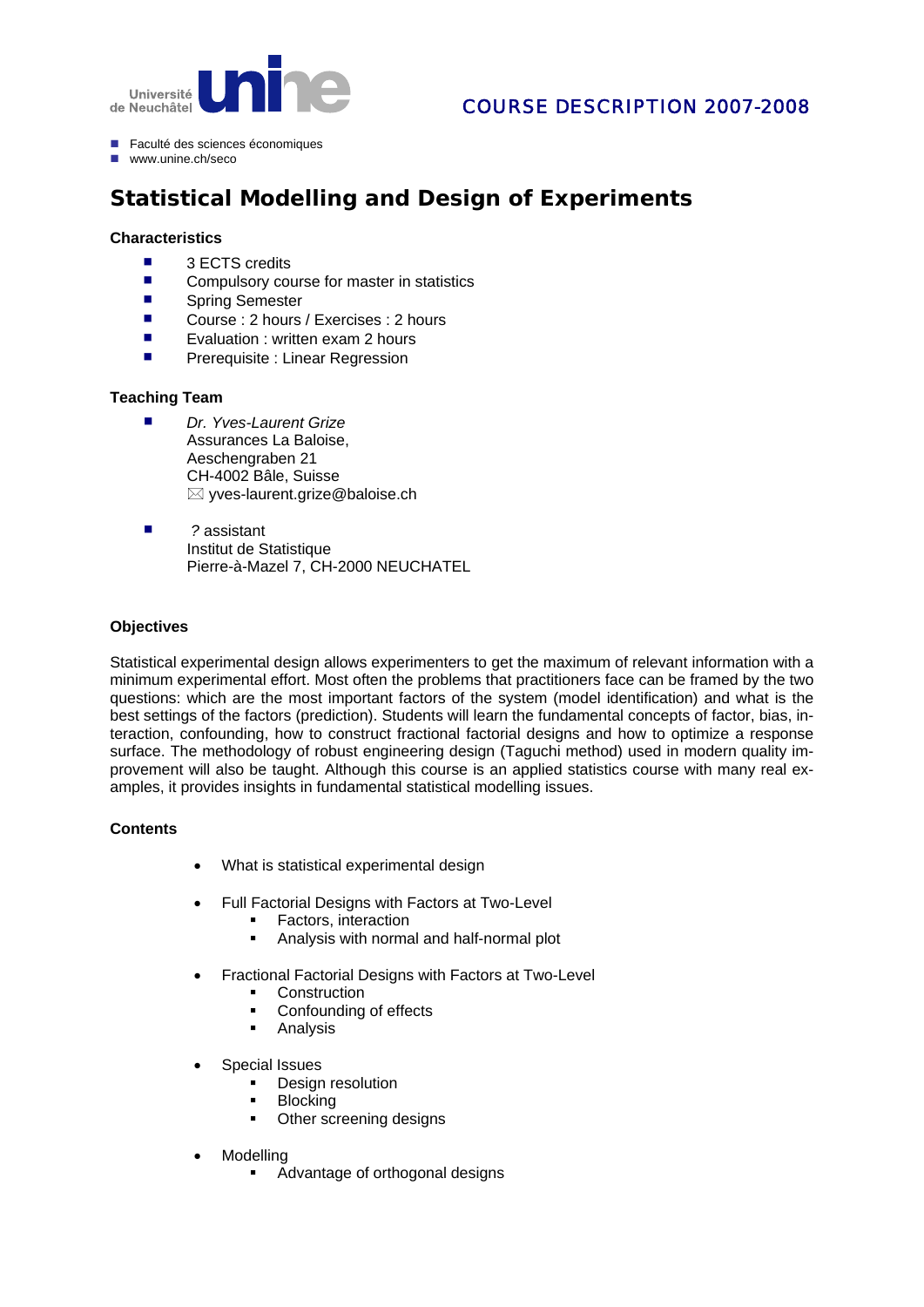Université de Neuchâtel **unine**

COURSE DESCRIPTION 2007-2008

- Faculté des sciences économiques
- www.unine.ch/seco

# Statistical Modelling and Design of Experiments

### Characteristics

- 3 ECTS credits
- Compulsory course for master in statistics
- Spring Semester
- Course : 2 hours / Exercises : 2 hours
- Evaluation : written exam 2 hours
- Prerequisite : Linear Regression

### Teaching Team

- *Dr. Yves-Laurent Grize*
  Assurances La Baloise,
  Aeschengraben 21
  CH-4002 Bâle, Suisse
  ✉ yves-laurent.grize@baloise.ch

- *?* assistant
  Institut de Statistique
  Pierre-à-Mazel 7, CH-2000 NEUCHATEL

### Objectives

Statistical experimental design allows experimenters to get the maximum of relevant information with a minimum experimental effort. Most often the problems that practitioners face can be framed by the two questions: which are the most important factors of the system (model identification) and what is the best settings of the factors (prediction). Students will learn the fundamental concepts of factor, bias, interaction, confounding, how to construct fractional factorial designs and how to optimize a response surface. The methodology of robust engineering design (Taguchi method) used in modern quality improvement will also be taught. Although this course is an applied statistics course with many real examples, it provides insights in fundamental statistical modelling issues.

### Contents

- What is statistical experimental design

- Full Factorial Designs with Factors at Two-Level
  - Factors, interaction
  - Analysis with normal and half-normal plot

- Fractional Factorial Designs with Factors at Two-Level
  - Construction
  - Confounding of effects
  - Analysis

- Special Issues
  - Design resolution
  - Blocking
  - Other screening designs

- Modelling
  - Advantage of orthogonal designs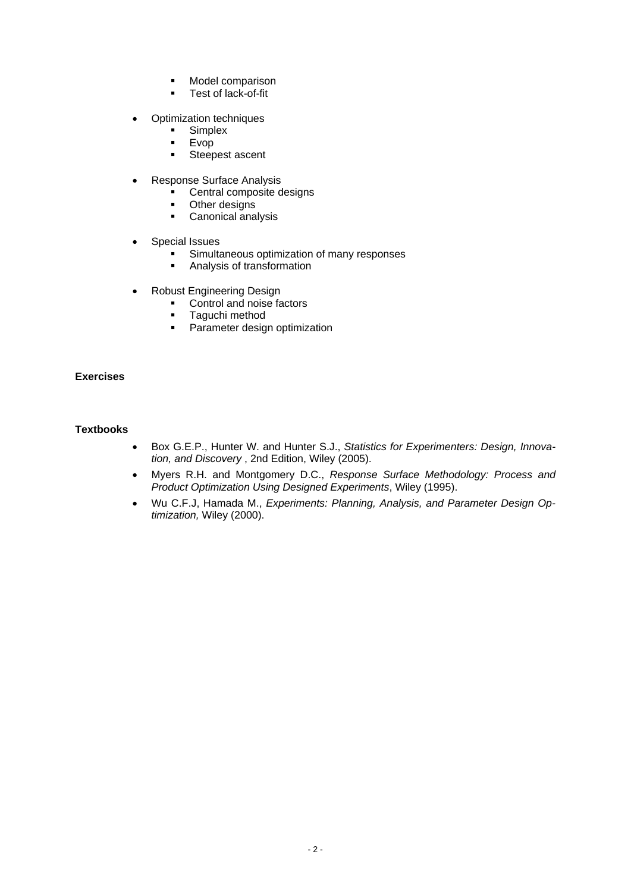- Model comparison
  - Test of lack-of-fit

- Optimization techniques
  - Simplex
  - Evop
  - Steepest ascent

- Response Surface Analysis
  - Central composite designs
  - Other designs
  - Canonical analysis

- Special Issues
  - Simultaneous optimization of many responses
  - Analysis of transformation

- Robust Engineering Design
  - Control and noise factors
  - Taguchi method
  - Parameter design optimization

**Exercises**

**Textbooks**

- Box G.E.P., Hunter W. and Hunter S.J., *Statistics for Experimenters: Design, Innovation, and Discovery* , 2nd Edition, Wiley (2005).
- Myers R.H. and Montgomery D.C., *Response Surface Methodology: Process and Product Optimization Using Designed Experiments*, Wiley (1995).
- Wu C.F.J, Hamada M., *Experiments: Planning, Analysis, and Parameter Design Optimization,* Wiley (2000).